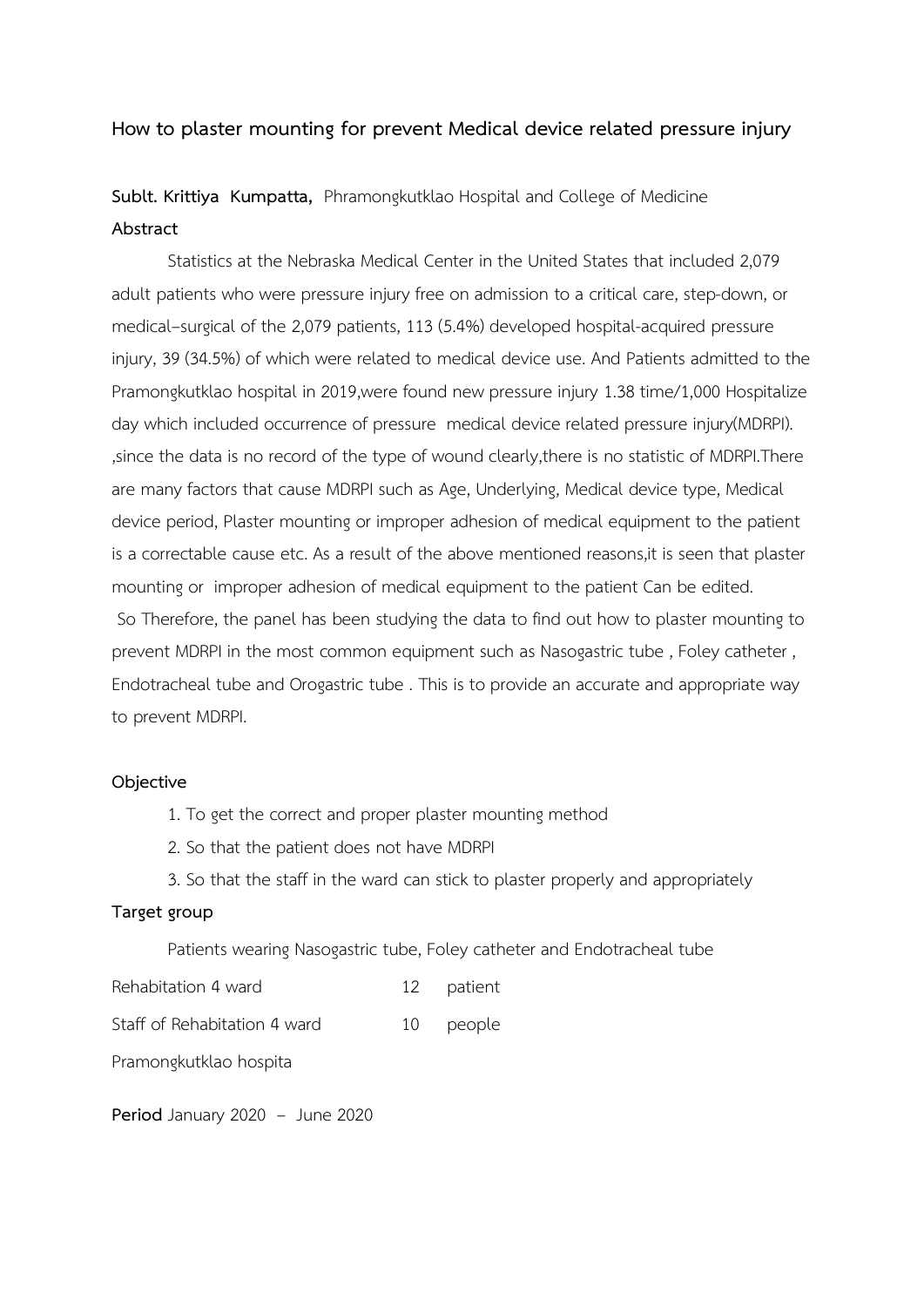# How to plaster mounting for prevent Medical device related pressure injury

**Sublt. Krittiya Kumpatta,** Phramongkutklao Hospital and College of Medicine

**Abstract**

Statistics at the Nebraska Medical Center in the United States that included 2,079 adult patients who were pressure injury free on admission to a critical care, step-down, or medical–surgical of the 2,079 patients, 113 (5.4%) developed hospital-acquired pressure injury, 39 (34.5%) of which were related to medical device use. And Patients admitted to the Pramongkutklao hospital in 2019,were found new pressure injury 1.38 time/1,000 Hospitalize day which included occurrence of pressure medical device related pressure injury(MDRPI). ,since the data is no record of the type of wound clearly,there is no statistic of MDRPI.There are many factors that cause MDRPI such as Age, Underlying, Medical device type, Medical device period, Plaster mounting or improper adhesion of medical equipment to the patient is a correctable cause etc. As a result of the above mentioned reasons,it is seen that plaster mounting or improper adhesion of medical equipment to the patient Can be edited.
So Therefore, the panel has been studying the data to find out how to plaster mounting to prevent MDRPI in the most common equipment such as Nasogastric tube , Foley catheter , Endotracheal tube and Orogastric tube . This is to provide an accurate and appropriate way to prevent MDRPI.

**Objective**

1. To get the correct and proper plaster mounting method
2. So that the patient does not have MDRPI
3. So that the staff in the ward can stick to plaster properly and appropriately

**Target group**

Patients wearing Nasogastric tube, Foley catheter and Endotracheal tube

| | | |
|---|---|---|
| Rehabitation 4 ward | 12 | patient |
| Staff of Rehabitation 4 ward | 10 | people |

Pramongkutklao hospita

**Period** January 2020 – June 2020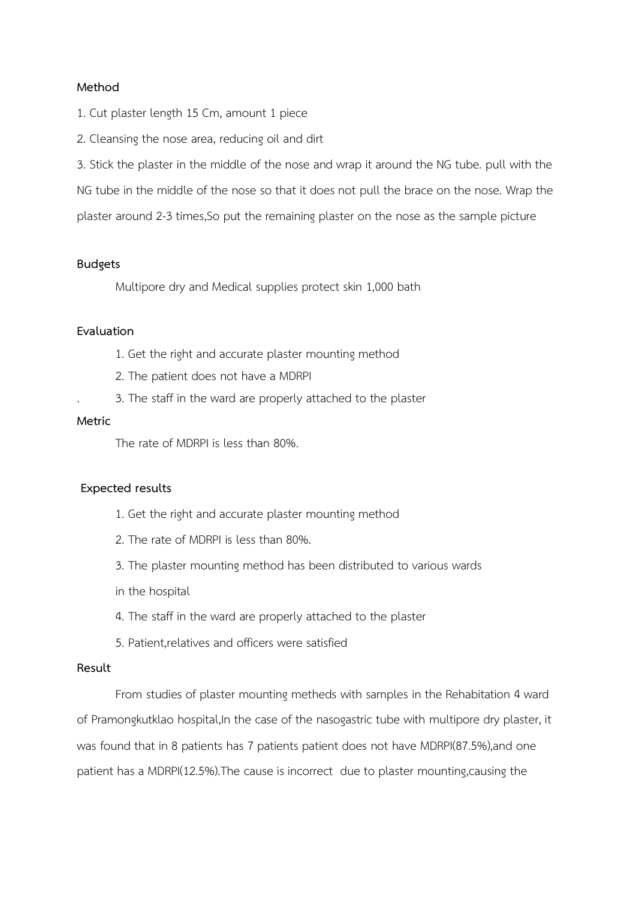**Method**

1. Cut plaster length 15 Cm, amount 1 piece

2. Cleansing the nose area, reducing oil and dirt

3. Stick the plaster in the middle of the nose and wrap it around the NG tube. pull with the NG tube in the middle of the nose so that it does not pull the brace on the nose. Wrap the plaster around 2-3 times,So put the remaining plaster on the nose as the sample picture

**Budgets**

Multipore dry and Medical supplies protect skin 1,000 bath

**Evaluation**

1. Get the right and accurate plaster mounting method
2. The patient does not have a MDRPI
3. The staff in the ward are properly attached to the plaster

**Metric**

The rate of MDRPI is less than 80%.

**Expected results**

1. Get the right and accurate plaster mounting method
2. The rate of MDRPI is less than 80%.
3. The plaster mounting method has been distributed to various wards in the hospital
4. The staff in the ward are properly attached to the plaster
5. Patient,relatives and officers were satisfied

**Result**

From studies of plaster mounting metheds with samples in the Rehabitation 4 ward of Pramongkutklao hospital,In the case of the nasogastric tube with multipore dry plaster, it was found that in 8 patients has 7 patients patient does not have MDRPI(87.5%),and one patient has a MDRPI(12.5%).The cause is incorrect due to plaster mounting,causing the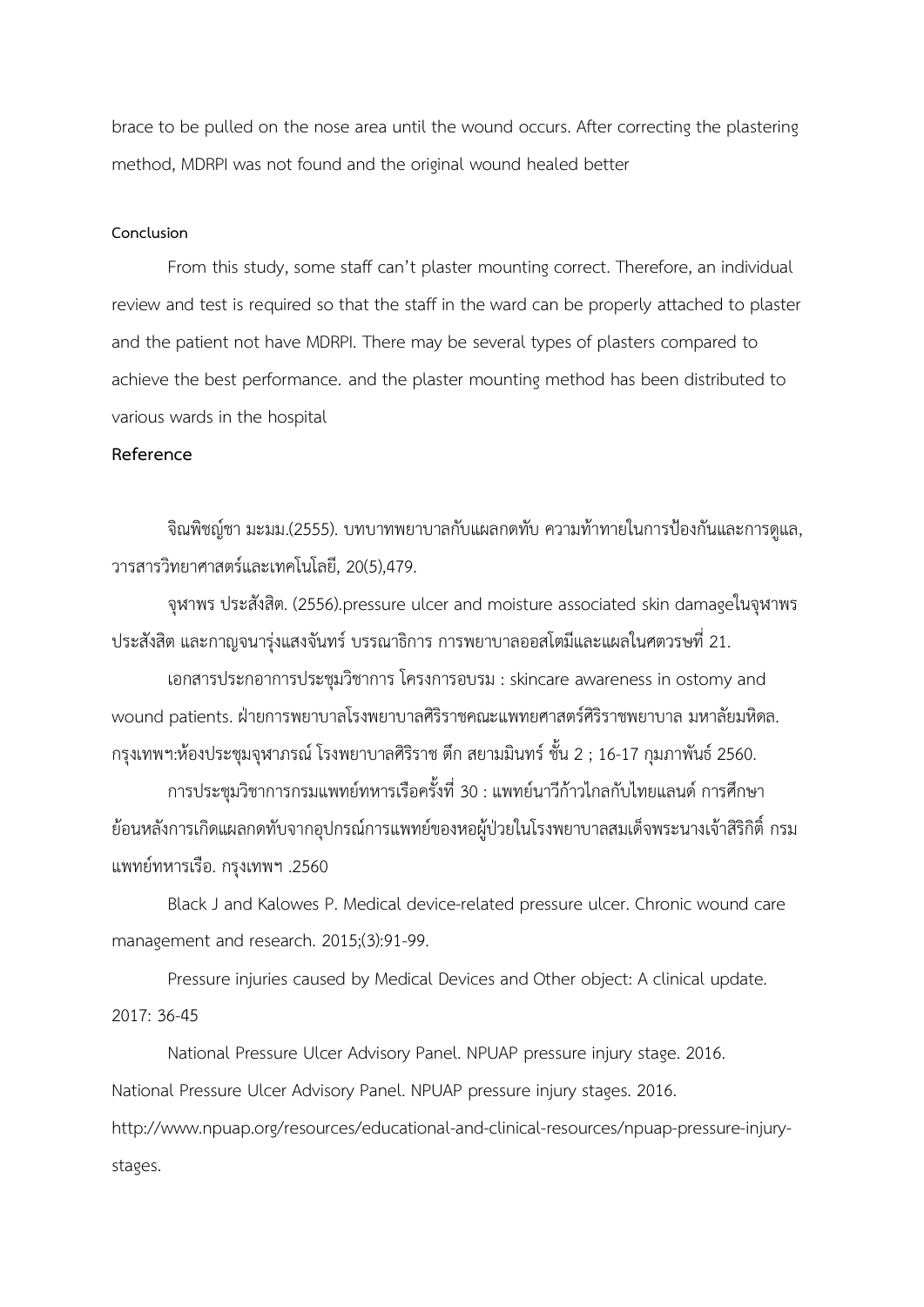brace to be pulled on the nose area until the wound occurs. After correcting the plastering method, MDRPI was not found and the original wound healed better

### Conclusion

From this study, some staff can't plaster mounting correct. Therefore, an individual review and test is required so that the staff in the ward can be properly attached to plaster and the patient not have MDRPI. There may be several types of plasters compared to achieve the best performance. and the plaster mounting method has been distributed to various wards in the hospital

## Reference

จิณพิชญ์ชา มะมม.(2555). บทบาทพยาบาลกับแผลกดทับ ความท้าทายในการป้องกันและการดูแล, วารสารวิทยาศาสตร์และเทคโนโลยี, 20(5),479.

จุฬาพร ประสังสิต. (2556).pressure ulcer and moisture associated skin damageในจุฬาพร ประสังสิต และกาญจนารุ่งแสงจันทร์ บรรณาธิการ การพยาบาลออสโตมีและแผลในศตวรษที่ 21.

เอกสารประกอการประชุมวิชาการ โครงการอบรม : skincare awareness in ostomy and wound patients. ฝ่ายการพยาบาลโรงพยาบาลศิริราชคณะแพทยศาสตร์ศิริราชพยาบาล มหาลัยมหิดล. กรุงเทพฯ:ห้องประชุมจุฬาภรณ์ โรงพยาบาลศิริราช ตึก สยามมินทร์ ชั้น 2 ; 16-17 กุมภาพันธ์ 2560.

การประชุมวิชาการกรมแพทย์ทหารเรือครั้งที่ 30 : แพทย์นาวีก้าวไกลกับไทยแลนด์ การศึกษาย้อนหลังการเกิดแผลกดทับจากอุปกรณ์การแพทย์ของหอผู้ป่วยในโรงพยาบาลสมเด็จพระนางเจ้าสิริกิติ์ กรมแพทย์ทหารเรือ. กรุงเทพฯ .2560

Black J and Kalowes P. Medical device-related pressure ulcer. Chronic wound care management and research. 2015;(3):91-99.

Pressure injuries caused by Medical Devices and Other object: A clinical update. 2017: 36-45

National Pressure Ulcer Advisory Panel. NPUAP pressure injury stage. 2016. National Pressure Ulcer Advisory Panel. NPUAP pressure injury stages. 2016. http://www.npuap.org/resources/educational-and-clinical-resources/npuap-pressure-injury-stages.